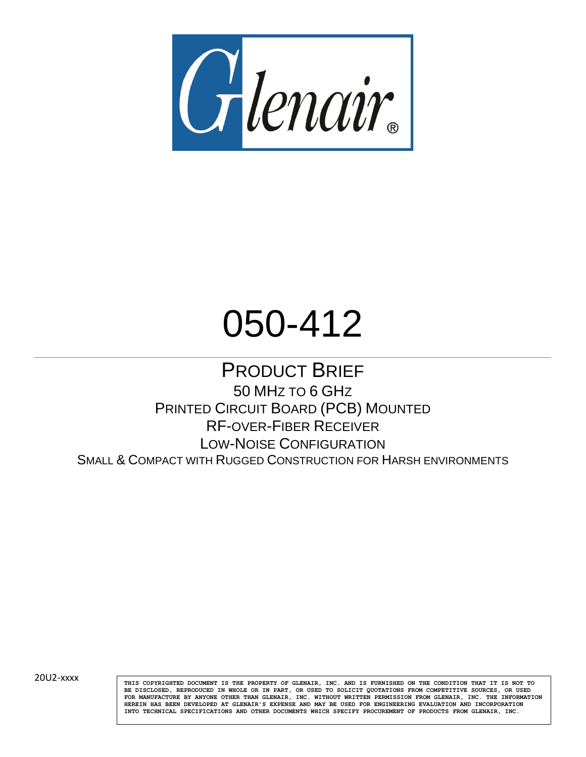Glenair®

# 050-412

## PRODUCT BRIEF

50 MHz TO 6 GHz

PRINTED CIRCUIT BOARD (PCB) MOUNTED

RF-OVER-FIBER RECEIVER

LOW-NOISE CONFIGURATION

SMALL & COMPACT WITH RUGGED CONSTRUCTION FOR HARSH ENVIRONMENTS

20U2-xxxx

THIS COPYRIGHTED DOCUMENT IS THE PROPERTY OF GLENAIR, INC. AND IS FURNISHED ON THE CONDITION THAT IT IS NOT TO BE DISCLOSED, REPRODUCED IN WHOLE OR IN PART, OR USED TO SOLICIT QUOTATIONS FROM COMPETITIVE SOURCES, OR USED FOR MANUFACTURE BY ANYONE OTHER THAN GLENAIR, INC. WITHOUT WRITTEN PERMISSION FROM GLENAIR, INC. THE INFORMATION HEREIN HAS BEEN DEVELOPED AT GLENAIR'S EXPENSE AND MAY BE USED FOR ENGINEERING EVALUATION AND INCORPORATION INTO TECHNICAL SPECIFICATIONS AND OTHER DOCUMENTS WHICH SPECIFY PROCUREMENT OF PRODUCTS FROM GLENAIR, INC.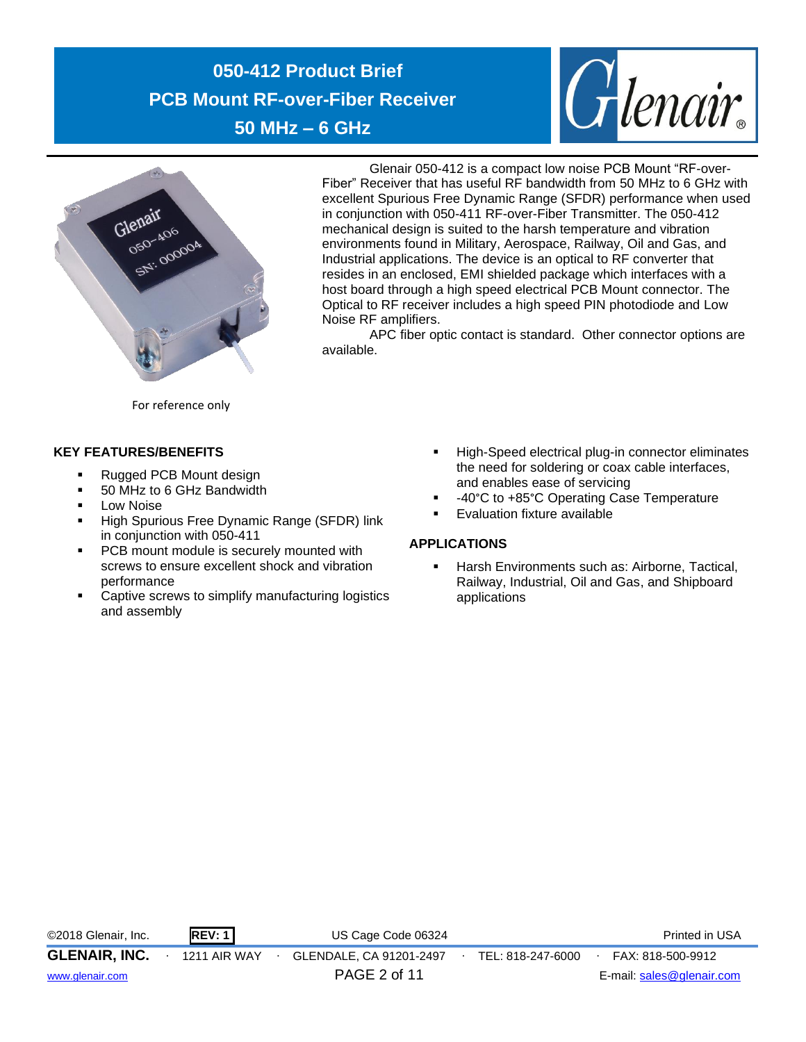# 050-412 Product Brief
# PCB Mount RF-over-Fiber Receiver
# 50 MHz – 6 GHz

For reference only

Glenair 050-412 is a compact low noise PCB Mount "RF-over-Fiber" Receiver that has useful RF bandwidth from 50 MHz to 6 GHz with excellent Spurious Free Dynamic Range (SFDR) performance when used in conjunction with 050-411 RF-over-Fiber Transmitter. The 050-412 mechanical design is suited to the harsh temperature and vibration environments found in Military, Aerospace, Railway, Oil and Gas, and Industrial applications. The device is an optical to RF converter that resides in an enclosed, EMI shielded package which interfaces with a host board through a high speed electrical PCB Mount connector. The Optical to RF receiver includes a high speed PIN photodiode and Low Noise RF amplifiers.

APC fiber optic contact is standard. Other connector options are available.

## KEY FEATURES/BENEFITS

- Rugged PCB Mount design
- 50 MHz to 6 GHz Bandwidth
- Low Noise
- High Spurious Free Dynamic Range (SFDR) link in conjunction with 050-411
- PCB mount module is securely mounted with screws to ensure excellent shock and vibration performance
- Captive screws to simplify manufacturing logistics and assembly
- High-Speed electrical plug-in connector eliminates the need for soldering or coax cable interfaces, and enables ease of servicing
- -40°C to +85°C Operating Case Temperature
- Evaluation fixture available

## APPLICATIONS

- Harsh Environments such as: Airborne, Tactical, Railway, Industrial, Oil and Gas, and Shipboard applications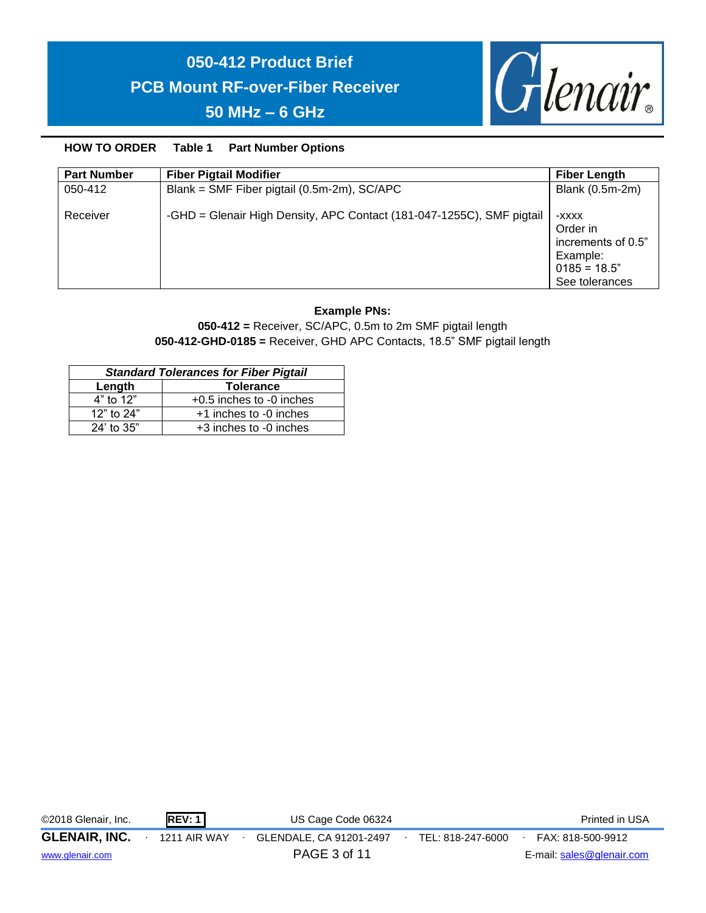# 050-412 Product Brief
# PCB Mount RF-over-Fiber Receiver
# 50 MHz – 6 GHz

**HOW TO ORDER Table 1 Part Number Options**

| Part Number | Fiber Pigtail Modifier | Fiber Length |
|---|---|---|
| 050-412 | Blank = SMF Fiber pigtail (0.5m-2m), SC/APC | Blank (0.5m-2m) |
| Receiver | -GHD = Glenair High Density, APC Contact (181-047-1255C), SMF pigtail | -xxxx Order in increments of 0.5” Example: 0185 = 18.5” See tolerances |

**Example PNs:**

**050-412 =** Receiver, SC/APC, 0.5m to 2m SMF pigtail length

**050-412-GHD-0185 =** Receiver, GHD APC Contacts, 18.5” SMF pigtail length

| ***Standard Tolerances for Fiber Pigtail*** | |
|---|---|
| **Length** | **Tolerance** |
| 4” to 12” | +0.5 inches to -0 inches |
| 12” to 24” | +1 inches to -0 inches |
| 24’ to 35” | +3 inches to -0 inches |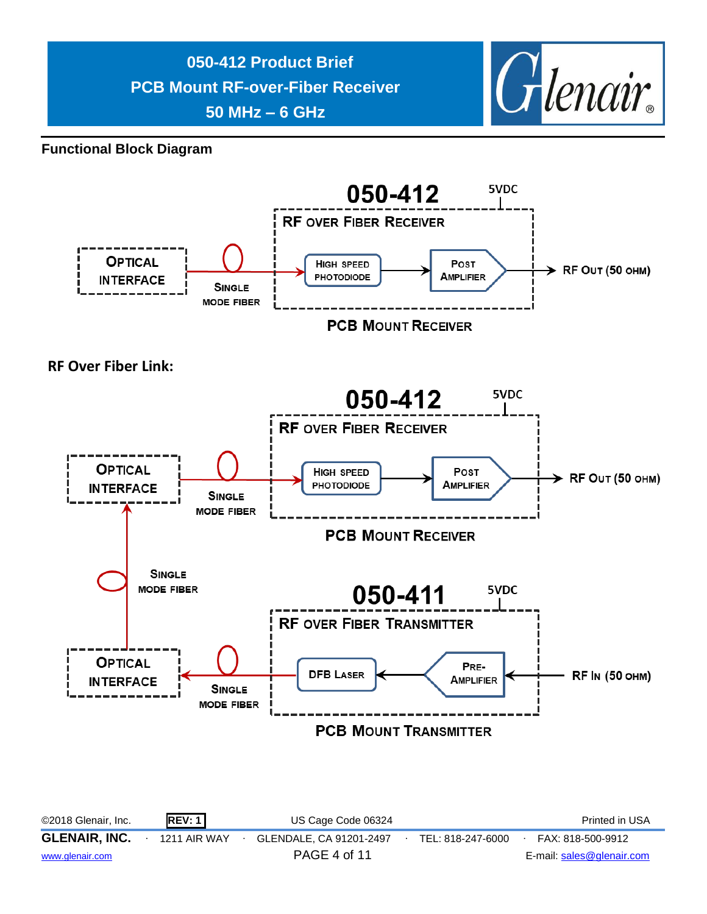## Functional Block Diagram

050-412

5VDC

RF OVER FIBER RECEIVER

OPTICAL INTERFACE

SINGLE MODE FIBER

HIGH SPEED PHOTODIODE

POST AMPLIFIER

RF OUT (50 OHM)

PCB MOUNT RECEIVER

## RF Over Fiber Link:

050-412

5VDC

RF OVER FIBER RECEIVER

OPTICAL INTERFACE

SINGLE MODE FIBER

HIGH SPEED PHOTODIODE

POST AMPLIFIER

RF OUT (50 OHM)

PCB MOUNT RECEIVER

SINGLE MODE FIBER

050-411

5VDC

RF OVER FIBER TRANSMITTER

OPTICAL INTERFACE

SINGLE MODE FIBER

DFB LASER

PRE-AMPLIFIER

RF IN (50 OHM)

PCB MOUNT TRANSMITTER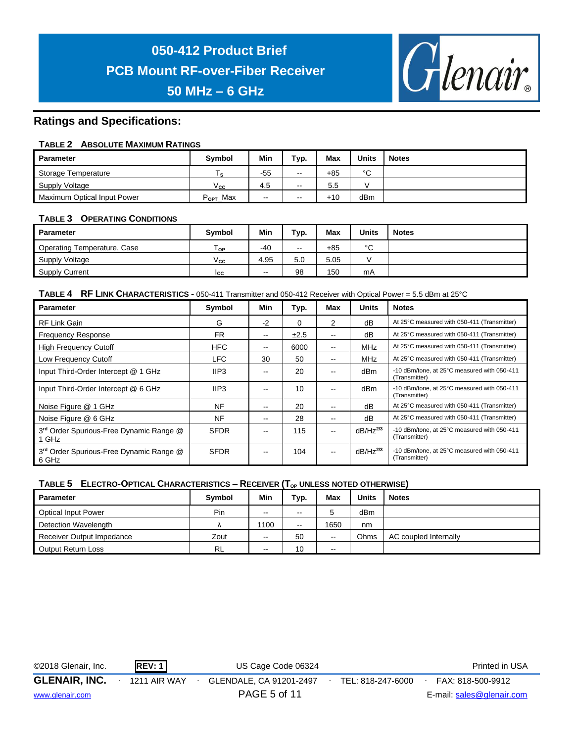## Ratings and Specifications:

**TABLE 2 ABSOLUTE MAXIMUM RATINGS**

| Parameter | Symbol | Min | Typ. | Max | Units | Notes |
|---|---|---|---|---|---|---|
| Storage Temperature | $T_S$ | -55 | -- | +85 | °C | |
| Supply Voltage | $V_{CC}$ | 4.5 | -- | 5.5 | V | |
| Maximum Optical Input Power | $P_{OPT}$_Max | -- | -- | +10 | dBm | |

**TABLE 3 OPERATING CONDITIONS**

| Parameter | Symbol | Min | Typ. | Max | Units | Notes |
|---|---|---|---|---|---|---|
| Operating Temperature, Case | $T_{OP}$ | -40 | -- | +85 | °C | |
| Supply Voltage | $V_{CC}$ | 4.95 | 5.0 | 5.05 | V | |
| Supply Current | $I_{CC}$ | -- | 98 | 150 | mA | |

**TABLE 4 RF LINK CHARACTERISTICS -** 050-411 Transmitter and 050-412 Receiver with Optical Power = 5.5 dBm at 25°C

| Parameter | Symbol | Min | Typ. | Max | Units | Notes |
|---|---|---|---|---|---|---|
| RF Link Gain | G | -2 | 0 | 2 | dB | At 25°C measured with 050-411 (Transmitter) |
| Frequency Response | FR | -- | ±2.5 | -- | dB | At 25°C measured with 050-411 (Transmitter) |
| High Frequency Cutoff | HFC | -- | 6000 | -- | MHz | At 25°C measured with 050-411 (Transmitter) |
| Low Frequency Cutoff | LFC | 30 | 50 | -- | MHz | At 25°C measured with 050-411 (Transmitter) |
| Input Third-Order Intercept @ 1 GHz | IIP3 | -- | 20 | -- | dBm | -10 dBm/tone, at 25°C measured with 050-411 (Transmitter) |
| Input Third-Order Intercept @ 6 GHz | IIP3 | -- | 10 | -- | dBm | -10 dBm/tone, at 25°C measured with 050-411 (Transmitter) |
| Noise Figure @ 1 GHz | NF | -- | 20 | -- | dB | At 25°C measured with 050-411 (Transmitter) |
| Noise Figure @ 6 GHz | NF | -- | 28 | -- | dB | At 25°C measured with 050-411 (Transmitter) |
| 3rd Order Spurious-Free Dynamic Range @ 1 GHz | SFDR | -- | 115 | -- | $dB/Hz^{2/3}$ | -10 dBm/tone, at 25°C measured with 050-411 (Transmitter) |
| 3rd Order Spurious-Free Dynamic Range @ 6 GHz | SFDR | -- | 104 | -- | $dB/Hz^{2/3}$ | -10 dBm/tone, at 25°C measured with 050-411 (Transmitter) |

**TABLE 5 ELECTRO-OPTICAL CHARACTERISTICS – RECEIVER ($T_{OP}$ UNLESS NOTED OTHERWISE)**

| Parameter | Symbol | Min | Typ. | Max | Units | Notes |
|---|---|---|---|---|---|---|
| Optical Input Power | Pin | -- | -- | 5 | dBm | |
| Detection Wavelength | λ | 1100 | -- | 1650 | nm | |
| Receiver Output Impedance | Zout | -- | 50 | -- | Ohms | AC coupled Internally |
| Output Return Loss | RL | -- | 10 | -- | | |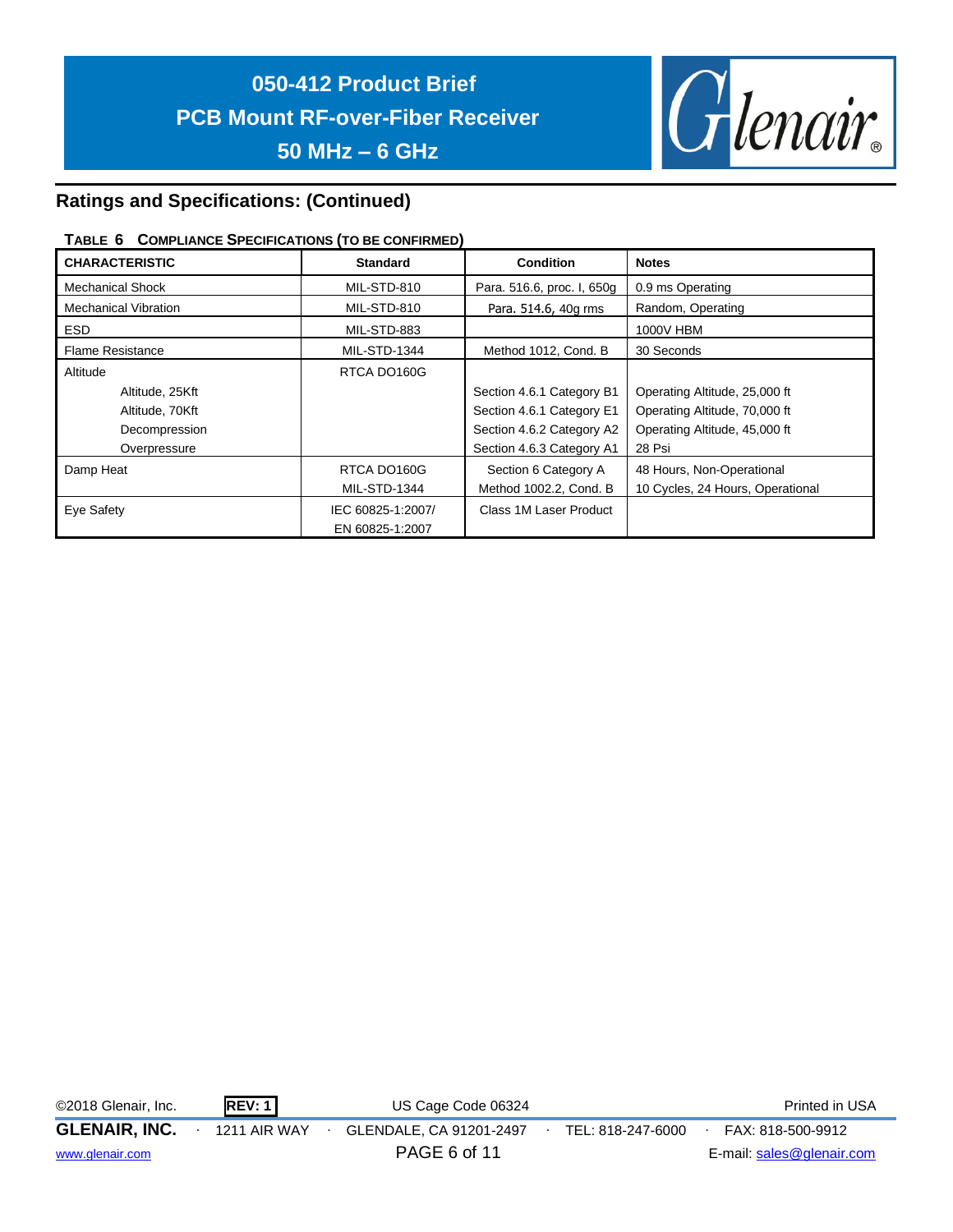## Ratings and Specifications: (Continued)

**TABLE 6 COMPLIANCE SPECIFICATIONS (TO BE CONFIRMED)**

| CHARACTERISTIC | Standard | Condition | Notes |
|---|---|---|---|
| Mechanical Shock | MIL-STD-810 | Para. 516.6, proc. I, 650g | 0.9 ms Operating |
| Mechanical Vibration | MIL-STD-810 | Para. 514.6, 40g rms | Random, Operating |
| ESD | MIL-STD-883 | | 1000V HBM |
| Flame Resistance | MIL-STD-1344 | Method 1012, Cond. B | 30 Seconds |
| Altitude | RTCA DO160G | | |
| Altitude, 25Kft | | Section 4.6.1 Category B1 | Operating Altitude, 25,000 ft |
| Altitude, 70Kft | | Section 4.6.1 Category E1 | Operating Altitude, 70,000 ft |
| Decompression | | Section 4.6.2 Category A2 | Operating Altitude, 45,000 ft |
| Overpressure | | Section 4.6.3 Category A1 | 28 Psi |
| Damp Heat | RTCA DO160G | Section 6 Category A | 48 Hours, Non-Operational |
| | MIL-STD-1344 | Method 1002.2, Cond. B | 10 Cycles, 24 Hours, Operational |
| Eye Safety | IEC 60825-1:2007/ EN 60825-1:2007 | Class 1M Laser Product | |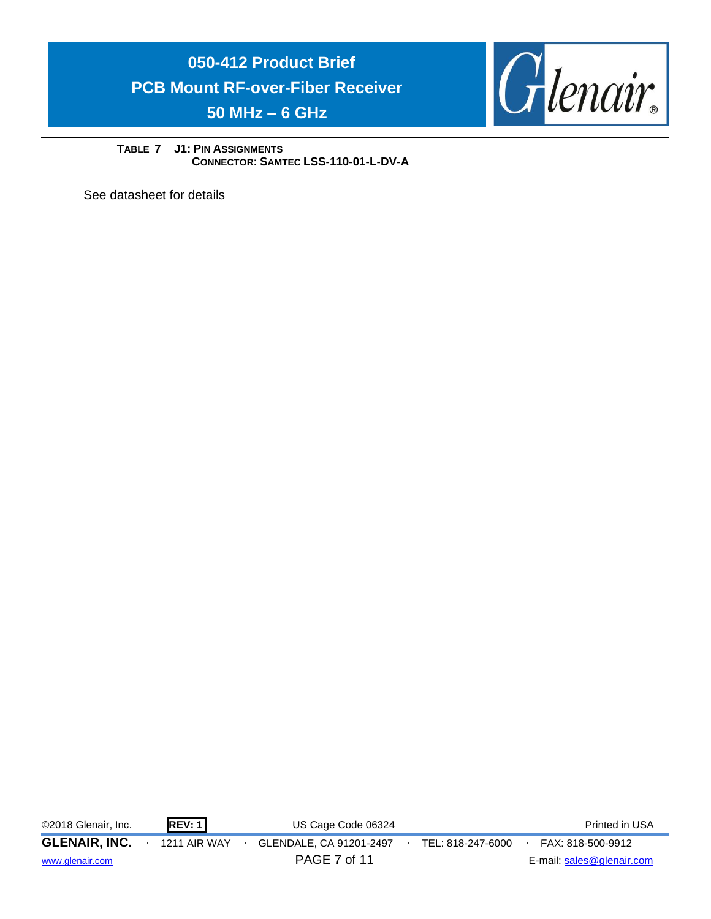**TABLE 7 J1: PIN ASSIGNMENTS**
**CONNECTOR: SAMTEC LSS-110-01-L-DV-A**

See datasheet for details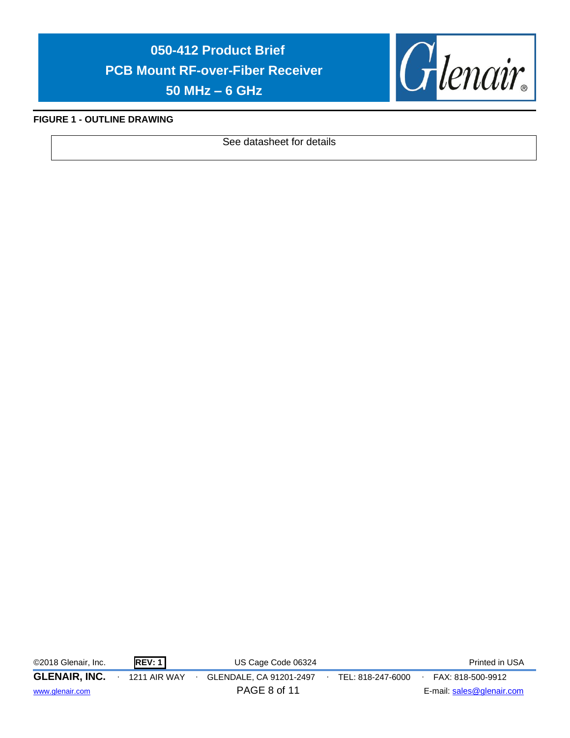**FIGURE 1 - OUTLINE DRAWING**

| See datasheet for details |
| --- |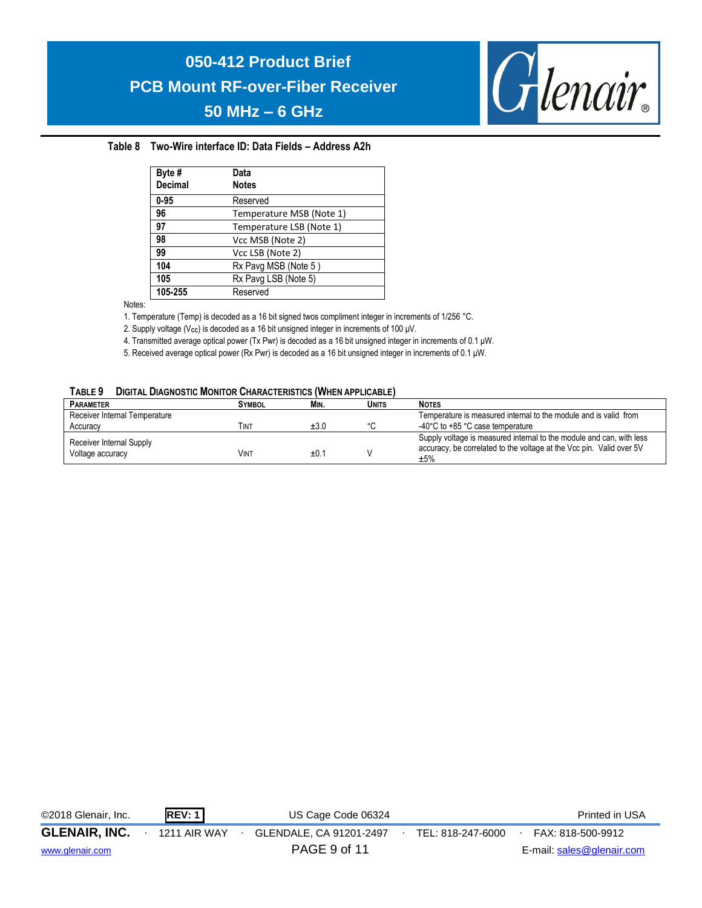**Table 8 Two-Wire interface ID: Data Fields – Address A2h**

| Byte # Decimal | Data Notes |
|---|---|
| 0-95 | Reserved |
| 96 | Temperature MSB (Note 1) |
| 97 | Temperature LSB (Note 1) |
| 98 | Vcc MSB (Note 2) |
| 99 | Vcc LSB (Note 2) |
| 104 | Rx Pavg MSB (Note 5 ) |
| 105 | Rx Pavg LSB (Note 5) |
| 105-255 | Reserved |

Notes:

1. Temperature (Temp) is decoded as a 16 bit signed twos compliment integer in increments of 1/256 °C.
2. Supply voltage ($V_{CC}$) is decoded as a 16 bit unsigned integer in increments of 100 µV.
4. Transmitted average optical power (Tx Pwr) is decoded as a 16 bit unsigned integer in increments of 0.1 µW.
5. Received average optical power (Rx Pwr) is decoded as a 16 bit unsigned integer in increments of 0.1 µW.

**TABLE 9 DIGITAL DIAGNOSTIC MONITOR CHARACTERISTICS (WHEN APPLICABLE)**

| PARAMETER | SYMBOL | MIN. | UNITS | NOTES |
|---|---|---|---|---|
| Receiver Internal Temperature Accuracy | TINT | ±3.0 | °C | Temperature is measured internal to the module and is valid from -40°C to +85 °C case temperature |
| Receiver Internal Supply Voltage accuracy | VINT | ±0.1 | V | Supply voltage is measured internal to the module and can, with less accuracy, be correlated to the voltage at the Vcc pin. Valid over 5V ±5% |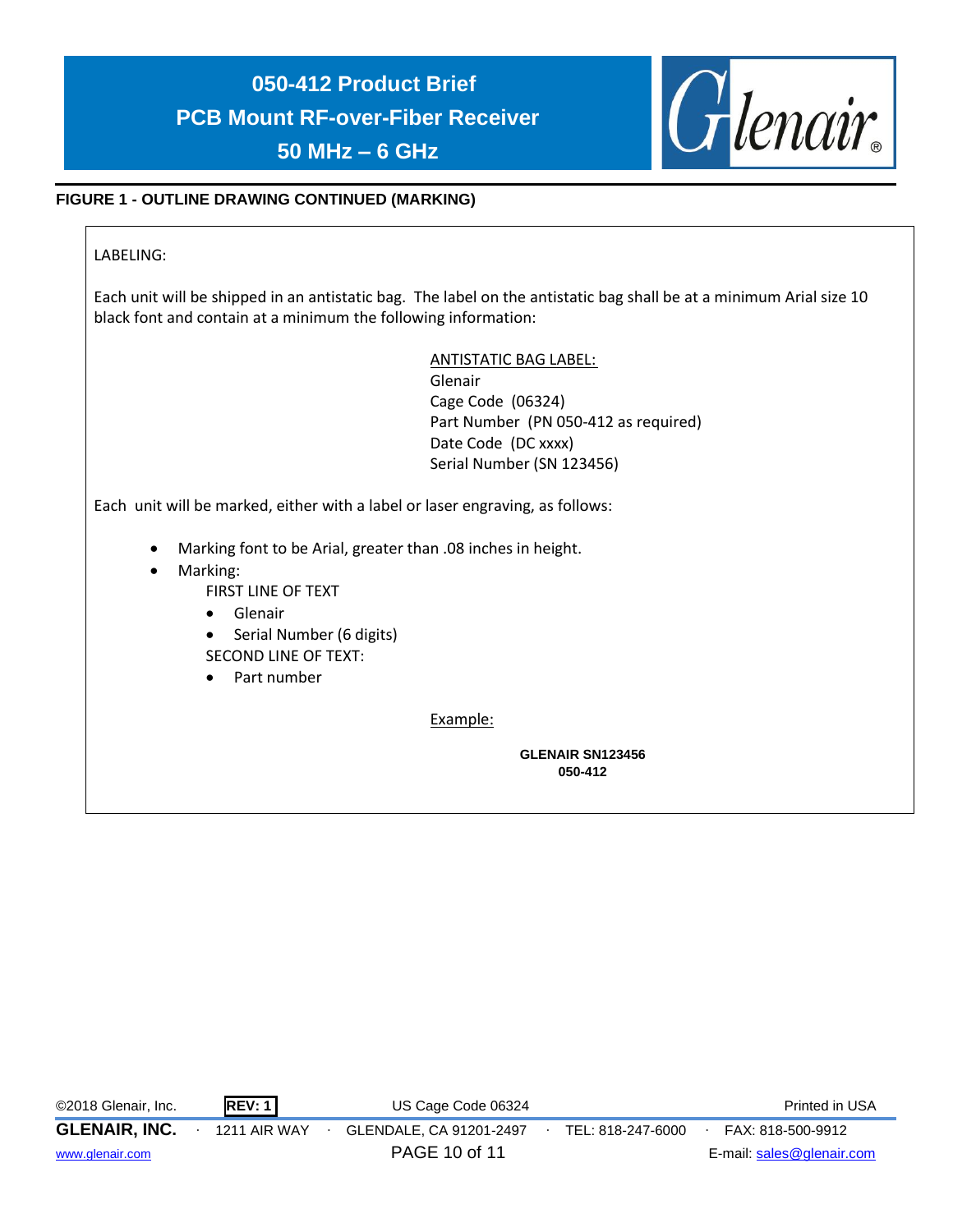### FIGURE 1 - OUTLINE DRAWING CONTINUED (MARKING)

LABELING:

Each unit will be shipped in an antistatic bag. The label on the antistatic bag shall be at a minimum Arial size 10 black font and contain at a minimum the following information:

ANTISTATIC BAG LABEL:
Glenair
Cage Code (06324)
Part Number (PN 050-412 as required)
Date Code (DC xxxx)
Serial Number (SN 123456)

Each unit will be marked, either with a label or laser engraving, as follows:

- Marking font to be Arial, greater than .08 inches in height.
- Marking:
  FIRST LINE OF TEXT
  - Glenair
  - Serial Number (6 digits)

  SECOND LINE OF TEXT:
  - Part number

Example:

**GLENAIR SN123456**
**050-412**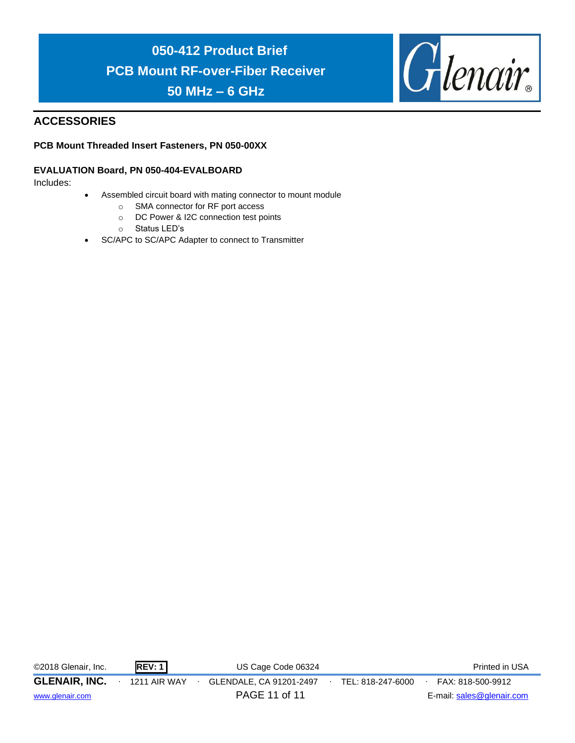## ACCESSORIES

**PCB Mount Threaded Insert Fasteners, PN 050-00XX**

**EVALUATION Board, PN 050-404-EVALBOARD**

Includes:

- Assembled circuit board with mating connector to mount module
  - SMA connector for RF port access
  - DC Power & I2C connection test points
  - Status LED's
- SC/APC to SC/APC Adapter to connect to Transmitter